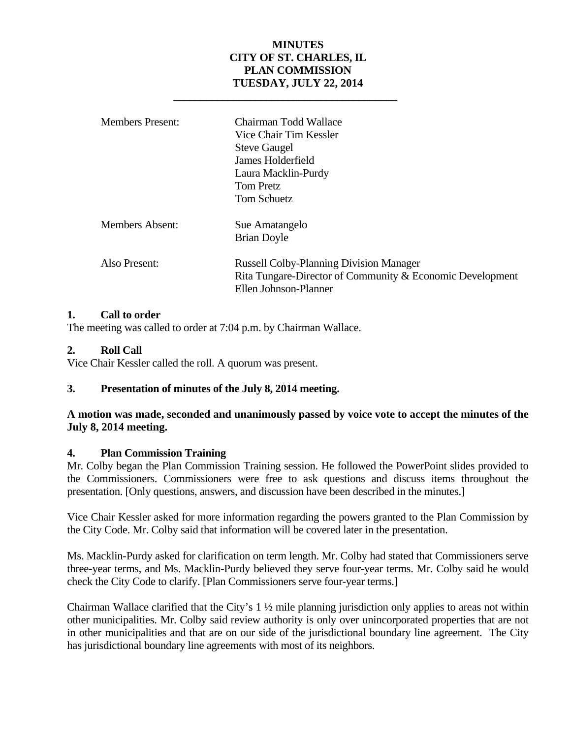# MINUTES
# CITY OF ST. CHARLES, IL
# PLAN COMMISSION
# TUESDAY, JULY 22, 2014

---

| | |
|---|---|
| Members Present: | Chairman Todd Wallace<br>Vice Chair Tim Kessler<br>Steve Gaugel<br>James Holderfield<br>Laura Macklin-Purdy<br>Tom Pretz<br>Tom Schuetz |
| Members Absent: | Sue Amatangelo<br>Brian Doyle |
| Also Present: | Russell Colby-Planning Division Manager<br>Rita Tungare-Director of Community & Economic Development<br>Ellen Johnson-Planner |

## 1. Call to order

The meeting was called to order at 7:04 p.m. by Chairman Wallace.

## 2. Roll Call

Vice Chair Kessler called the roll. A quorum was present.

## 3. Presentation of minutes of the July 8, 2014 meeting.

**A motion was made, seconded and unanimously passed by voice vote to accept the minutes of the July 8, 2014 meeting.**

## 4. Plan Commission Training

Mr. Colby began the Plan Commission Training session. He followed the PowerPoint slides provided to the Commissioners. Commissioners were free to ask questions and discuss items throughout the presentation. [Only questions, answers, and discussion have been described in the minutes.]

Vice Chair Kessler asked for more information regarding the powers granted to the Plan Commission by the City Code. Mr. Colby said that information will be covered later in the presentation.

Ms. Macklin-Purdy asked for clarification on term length. Mr. Colby had stated that Commissioners serve three-year terms, and Ms. Macklin-Purdy believed they serve four-year terms. Mr. Colby said he would check the City Code to clarify. [Plan Commissioners serve four-year terms.]

Chairman Wallace clarified that the City's 1 ½ mile planning jurisdiction only applies to areas not within other municipalities. Mr. Colby said review authority is only over unincorporated properties that are not in other municipalities and that are on our side of the jurisdictional boundary line agreement. The City has jurisdictional boundary line agreements with most of its neighbors.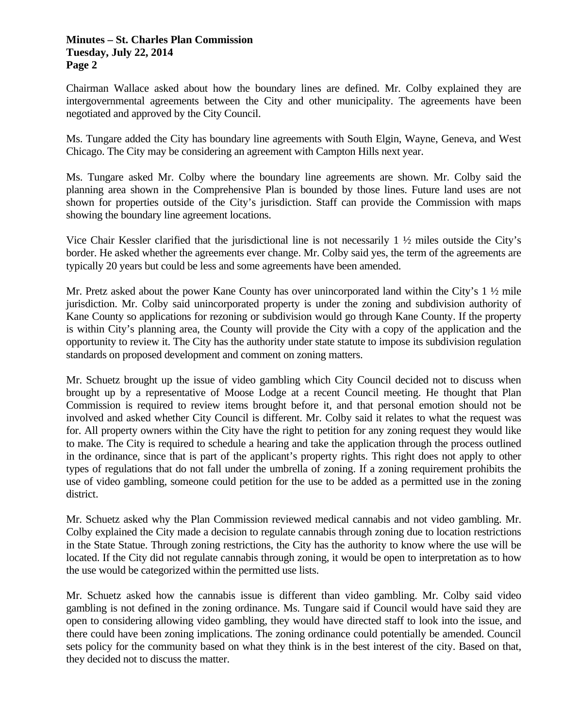Chairman Wallace asked about how the boundary lines are defined. Mr. Colby explained they are intergovernmental agreements between the City and other municipality. The agreements have been negotiated and approved by the City Council.

Ms. Tungare added the City has boundary line agreements with South Elgin, Wayne, Geneva, and West Chicago. The City may be considering an agreement with Campton Hills next year.

Ms. Tungare asked Mr. Colby where the boundary line agreements are shown. Mr. Colby said the planning area shown in the Comprehensive Plan is bounded by those lines. Future land uses are not shown for properties outside of the City's jurisdiction. Staff can provide the Commission with maps showing the boundary line agreement locations.

Vice Chair Kessler clarified that the jurisdictional line is not necessarily 1 ½ miles outside the City's border. He asked whether the agreements ever change. Mr. Colby said yes, the term of the agreements are typically 20 years but could be less and some agreements have been amended.

Mr. Pretz asked about the power Kane County has over unincorporated land within the City's 1 ½ mile jurisdiction. Mr. Colby said unincorporated property is under the zoning and subdivision authority of Kane County so applications for rezoning or subdivision would go through Kane County. If the property is within City's planning area, the County will provide the City with a copy of the application and the opportunity to review it. The City has the authority under state statute to impose its subdivision regulation standards on proposed development and comment on zoning matters.

Mr. Schuetz brought up the issue of video gambling which City Council decided not to discuss when brought up by a representative of Moose Lodge at a recent Council meeting. He thought that Plan Commission is required to review items brought before it, and that personal emotion should not be involved and asked whether City Council is different. Mr. Colby said it relates to what the request was for. All property owners within the City have the right to petition for any zoning request they would like to make. The City is required to schedule a hearing and take the application through the process outlined in the ordinance, since that is part of the applicant's property rights. This right does not apply to other types of regulations that do not fall under the umbrella of zoning. If a zoning requirement prohibits the use of video gambling, someone could petition for the use to be added as a permitted use in the zoning district.

Mr. Schuetz asked why the Plan Commission reviewed medical cannabis and not video gambling. Mr. Colby explained the City made a decision to regulate cannabis through zoning due to location restrictions in the State Statue. Through zoning restrictions, the City has the authority to know where the use will be located. If the City did not regulate cannabis through zoning, it would be open to interpretation as to how the use would be categorized within the permitted use lists.

Mr. Schuetz asked how the cannabis issue is different than video gambling. Mr. Colby said video gambling is not defined in the zoning ordinance. Ms. Tungare said if Council would have said they are open to considering allowing video gambling, they would have directed staff to look into the issue, and there could have been zoning implications. The zoning ordinance could potentially be amended. Council sets policy for the community based on what they think is in the best interest of the city. Based on that, they decided not to discuss the matter.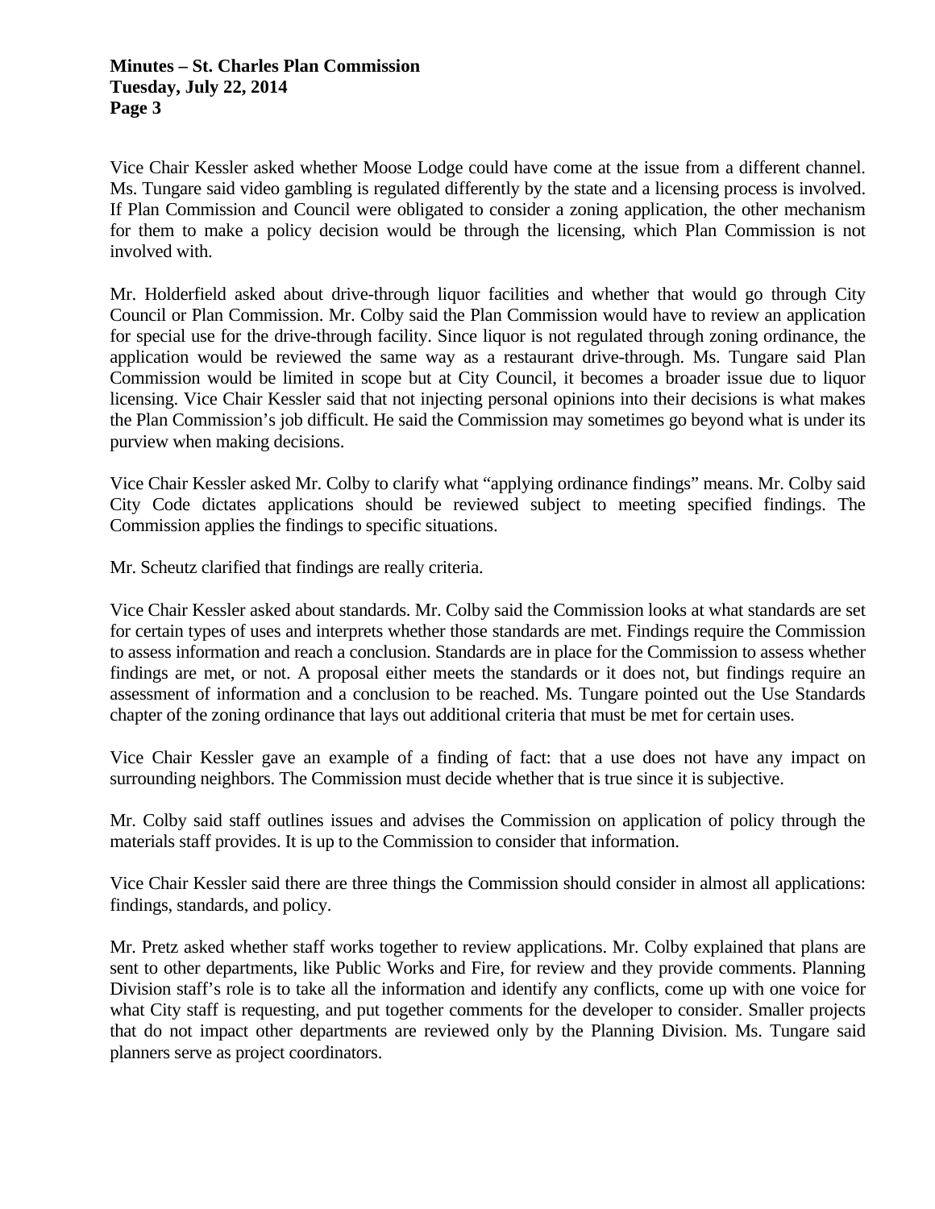Vice Chair Kessler asked whether Moose Lodge could have come at the issue from a different channel. Ms. Tungare said video gambling is regulated differently by the state and a licensing process is involved. If Plan Commission and Council were obligated to consider a zoning application, the other mechanism for them to make a policy decision would be through the licensing, which Plan Commission is not involved with.

Mr. Holderfield asked about drive-through liquor facilities and whether that would go through City Council or Plan Commission. Mr. Colby said the Plan Commission would have to review an application for special use for the drive-through facility. Since liquor is not regulated through zoning ordinance, the application would be reviewed the same way as a restaurant drive-through. Ms. Tungare said Plan Commission would be limited in scope but at City Council, it becomes a broader issue due to liquor licensing. Vice Chair Kessler said that not injecting personal opinions into their decisions is what makes the Plan Commission's job difficult. He said the Commission may sometimes go beyond what is under its purview when making decisions.

Vice Chair Kessler asked Mr. Colby to clarify what "applying ordinance findings" means. Mr. Colby said City Code dictates applications should be reviewed subject to meeting specified findings. The Commission applies the findings to specific situations.

Mr. Scheutz clarified that findings are really criteria.

Vice Chair Kessler asked about standards. Mr. Colby said the Commission looks at what standards are set for certain types of uses and interprets whether those standards are met. Findings require the Commission to assess information and reach a conclusion. Standards are in place for the Commission to assess whether findings are met, or not. A proposal either meets the standards or it does not, but findings require an assessment of information and a conclusion to be reached. Ms. Tungare pointed out the Use Standards chapter of the zoning ordinance that lays out additional criteria that must be met for certain uses.

Vice Chair Kessler gave an example of a finding of fact: that a use does not have any impact on surrounding neighbors. The Commission must decide whether that is true since it is subjective.

Mr. Colby said staff outlines issues and advises the Commission on application of policy through the materials staff provides. It is up to the Commission to consider that information.

Vice Chair Kessler said there are three things the Commission should consider in almost all applications: findings, standards, and policy.

Mr. Pretz asked whether staff works together to review applications. Mr. Colby explained that plans are sent to other departments, like Public Works and Fire, for review and they provide comments. Planning Division staff's role is to take all the information and identify any conflicts, come up with one voice for what City staff is requesting, and put together comments for the developer to consider. Smaller projects that do not impact other departments are reviewed only by the Planning Division. Ms. Tungare said planners serve as project coordinators.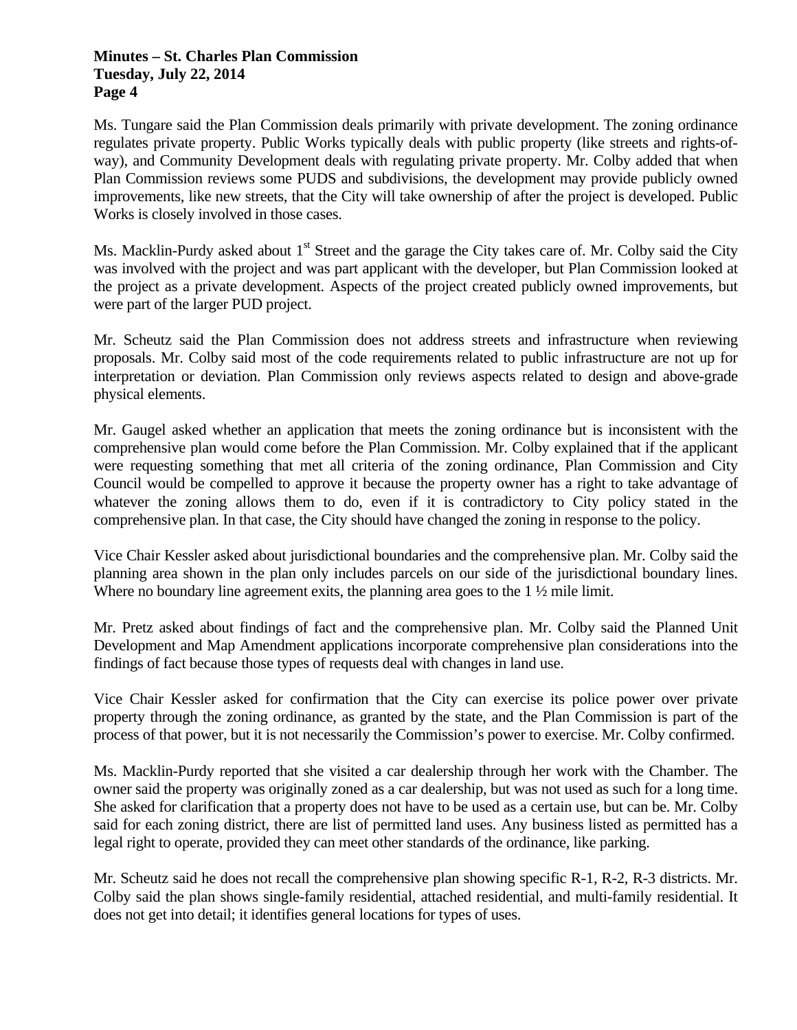Ms. Tungare said the Plan Commission deals primarily with private development. The zoning ordinance regulates private property. Public Works typically deals with public property (like streets and rights-of-way), and Community Development deals with regulating private property. Mr. Colby added that when Plan Commission reviews some PUDS and subdivisions, the development may provide publicly owned improvements, like new streets, that the City will take ownership of after the project is developed. Public Works is closely involved in those cases.

Ms. Macklin-Purdy asked about 1st Street and the garage the City takes care of. Mr. Colby said the City was involved with the project and was part applicant with the developer, but Plan Commission looked at the project as a private development. Aspects of the project created publicly owned improvements, but were part of the larger PUD project.

Mr. Scheutz said the Plan Commission does not address streets and infrastructure when reviewing proposals. Mr. Colby said most of the code requirements related to public infrastructure are not up for interpretation or deviation. Plan Commission only reviews aspects related to design and above-grade physical elements.

Mr. Gaugel asked whether an application that meets the zoning ordinance but is inconsistent with the comprehensive plan would come before the Plan Commission. Mr. Colby explained that if the applicant were requesting something that met all criteria of the zoning ordinance, Plan Commission and City Council would be compelled to approve it because the property owner has a right to take advantage of whatever the zoning allows them to do, even if it is contradictory to City policy stated in the comprehensive plan. In that case, the City should have changed the zoning in response to the policy.

Vice Chair Kessler asked about jurisdictional boundaries and the comprehensive plan. Mr. Colby said the planning area shown in the plan only includes parcels on our side of the jurisdictional boundary lines. Where no boundary line agreement exits, the planning area goes to the 1 ½ mile limit.

Mr. Pretz asked about findings of fact and the comprehensive plan. Mr. Colby said the Planned Unit Development and Map Amendment applications incorporate comprehensive plan considerations into the findings of fact because those types of requests deal with changes in land use.

Vice Chair Kessler asked for confirmation that the City can exercise its police power over private property through the zoning ordinance, as granted by the state, and the Plan Commission is part of the process of that power, but it is not necessarily the Commission's power to exercise. Mr. Colby confirmed.

Ms. Macklin-Purdy reported that she visited a car dealership through her work with the Chamber. The owner said the property was originally zoned as a car dealership, but was not used as such for a long time. She asked for clarification that a property does not have to be used as a certain use, but can be. Mr. Colby said for each zoning district, there are list of permitted land uses. Any business listed as permitted has a legal right to operate, provided they can meet other standards of the ordinance, like parking.

Mr. Scheutz said he does not recall the comprehensive plan showing specific R-1, R-2, R-3 districts. Mr. Colby said the plan shows single-family residential, attached residential, and multi-family residential. It does not get into detail; it identifies general locations for types of uses.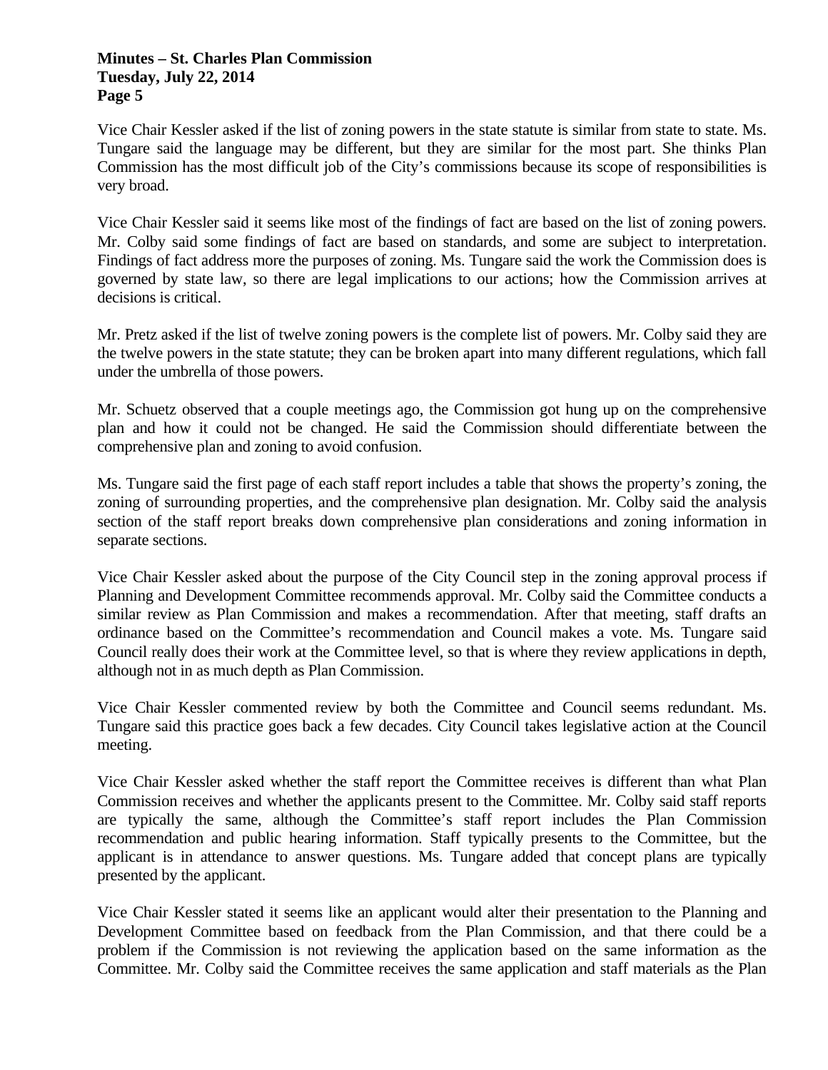Vice Chair Kessler asked if the list of zoning powers in the state statute is similar from state to state. Ms. Tungare said the language may be different, but they are similar for the most part. She thinks Plan Commission has the most difficult job of the City's commissions because its scope of responsibilities is very broad.

Vice Chair Kessler said it seems like most of the findings of fact are based on the list of zoning powers. Mr. Colby said some findings of fact are based on standards, and some are subject to interpretation. Findings of fact address more the purposes of zoning. Ms. Tungare said the work the Commission does is governed by state law, so there are legal implications to our actions; how the Commission arrives at decisions is critical.

Mr. Pretz asked if the list of twelve zoning powers is the complete list of powers. Mr. Colby said they are the twelve powers in the state statute; they can be broken apart into many different regulations, which fall under the umbrella of those powers.

Mr. Schuetz observed that a couple meetings ago, the Commission got hung up on the comprehensive plan and how it could not be changed. He said the Commission should differentiate between the comprehensive plan and zoning to avoid confusion.

Ms. Tungare said the first page of each staff report includes a table that shows the property's zoning, the zoning of surrounding properties, and the comprehensive plan designation. Mr. Colby said the analysis section of the staff report breaks down comprehensive plan considerations and zoning information in separate sections.

Vice Chair Kessler asked about the purpose of the City Council step in the zoning approval process if Planning and Development Committee recommends approval. Mr. Colby said the Committee conducts a similar review as Plan Commission and makes a recommendation. After that meeting, staff drafts an ordinance based on the Committee's recommendation and Council makes a vote. Ms. Tungare said Council really does their work at the Committee level, so that is where they review applications in depth, although not in as much depth as Plan Commission.

Vice Chair Kessler commented review by both the Committee and Council seems redundant. Ms. Tungare said this practice goes back a few decades. City Council takes legislative action at the Council meeting.

Vice Chair Kessler asked whether the staff report the Committee receives is different than what Plan Commission receives and whether the applicants present to the Committee. Mr. Colby said staff reports are typically the same, although the Committee's staff report includes the Plan Commission recommendation and public hearing information. Staff typically presents to the Committee, but the applicant is in attendance to answer questions. Ms. Tungare added that concept plans are typically presented by the applicant.

Vice Chair Kessler stated it seems like an applicant would alter their presentation to the Planning and Development Committee based on feedback from the Plan Commission, and that there could be a problem if the Commission is not reviewing the application based on the same information as the Committee. Mr. Colby said the Committee receives the same application and staff materials as the Plan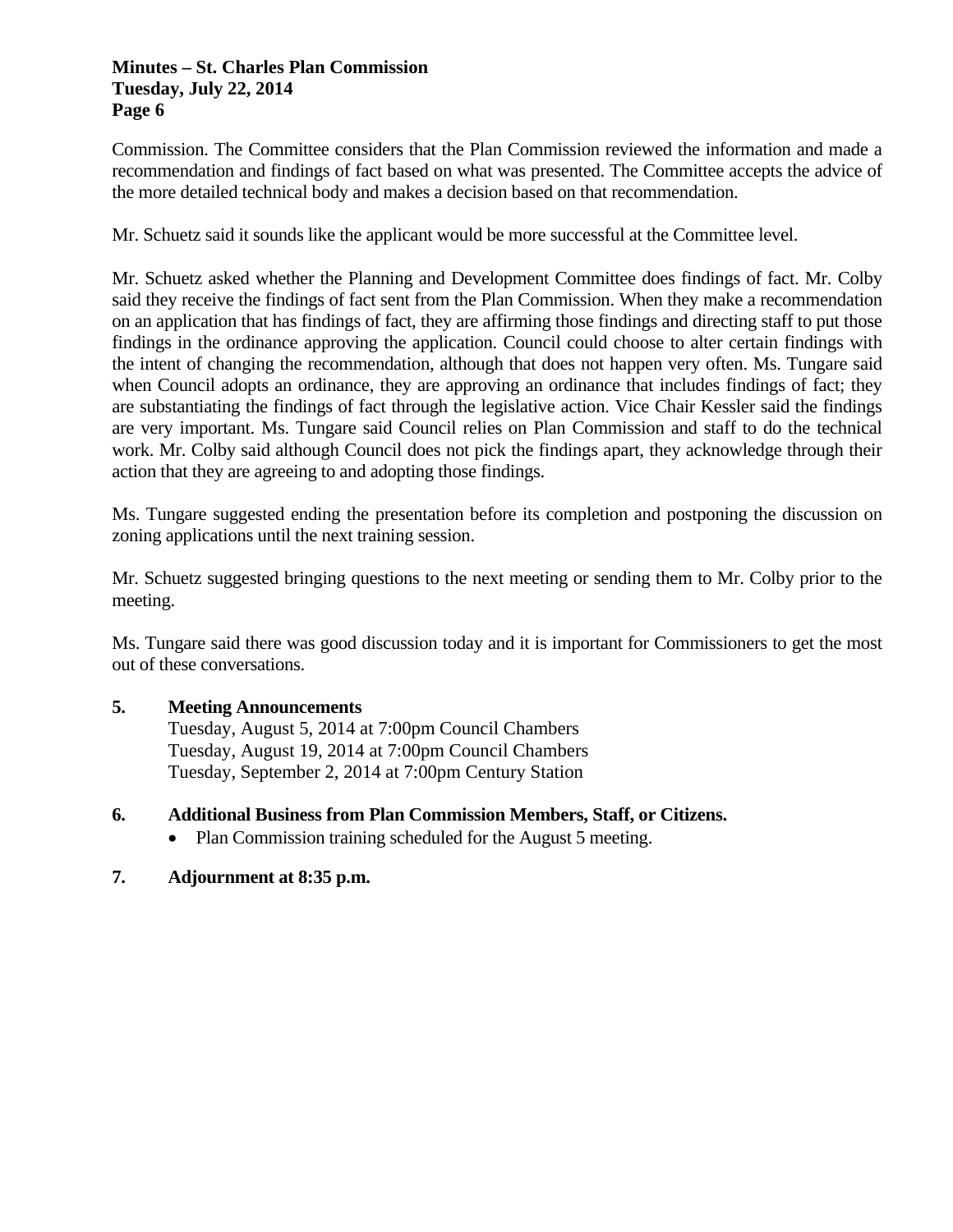Commission. The Committee considers that the Plan Commission reviewed the information and made a recommendation and findings of fact based on what was presented. The Committee accepts the advice of the more detailed technical body and makes a decision based on that recommendation.

Mr. Schuetz said it sounds like the applicant would be more successful at the Committee level.

Mr. Schuetz asked whether the Planning and Development Committee does findings of fact. Mr. Colby said they receive the findings of fact sent from the Plan Commission. When they make a recommendation on an application that has findings of fact, they are affirming those findings and directing staff to put those findings in the ordinance approving the application. Council could choose to alter certain findings with the intent of changing the recommendation, although that does not happen very often. Ms. Tungare said when Council adopts an ordinance, they are approving an ordinance that includes findings of fact; they are substantiating the findings of fact through the legislative action. Vice Chair Kessler said the findings are very important. Ms. Tungare said Council relies on Plan Commission and staff to do the technical work. Mr. Colby said although Council does not pick the findings apart, they acknowledge through their action that they are agreeing to and adopting those findings.

Ms. Tungare suggested ending the presentation before its completion and postponing the discussion on zoning applications until the next training session.

Mr. Schuetz suggested bringing questions to the next meeting or sending them to Mr. Colby prior to the meeting.

Ms. Tungare said there was good discussion today and it is important for Commissioners to get the most out of these conversations.

**5. Meeting Announcements**

Tuesday, August 5, 2014 at 7:00pm Council Chambers
Tuesday, August 19, 2014 at 7:00pm Council Chambers
Tuesday, September 2, 2014 at 7:00pm Century Station

**6. Additional Business from Plan Commission Members, Staff, or Citizens.**

- Plan Commission training scheduled for the August 5 meeting.

**7. Adjournment at 8:35 p.m.**